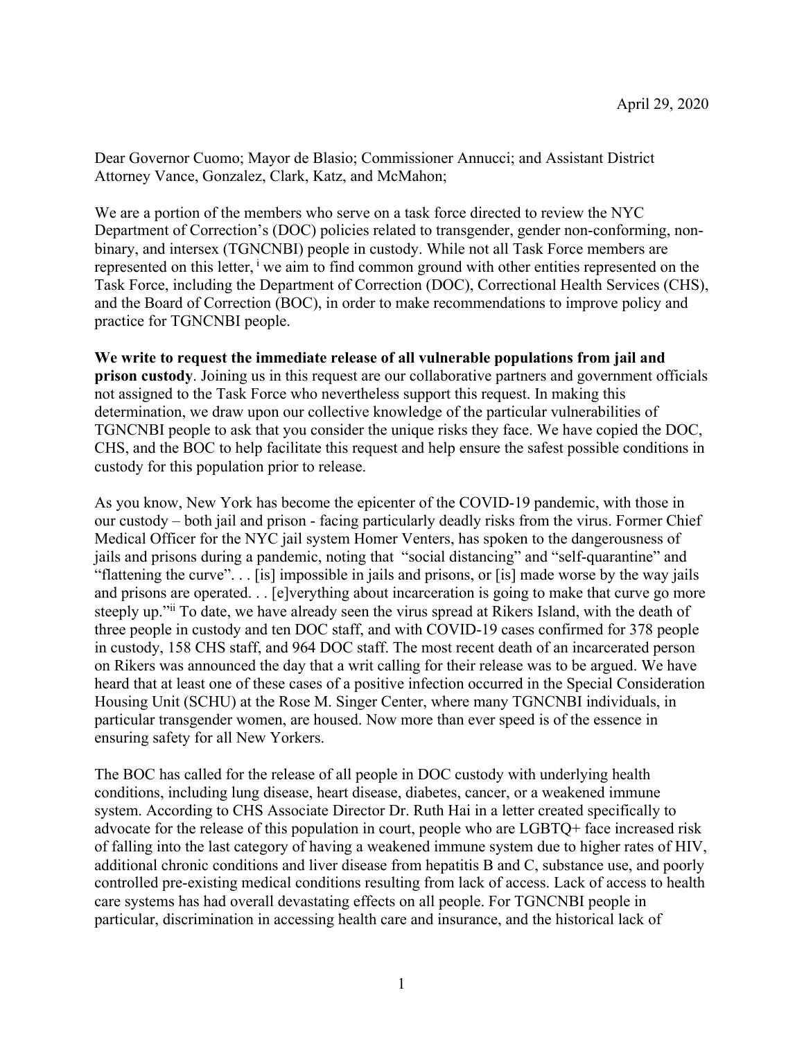April 29, 2020

Dear Governor Cuomo; Mayor de Blasio; Commissioner Annucci; and Assistant District Attorney Vance, Gonzalez, Clark, Katz, and McMahon;

We are a portion of the members who serve on a task force directed to review the NYC Department of Correction's (DOC) policies related to transgender, gender non-conforming, non-binary, and intersex (TGNCNBI) people in custody. While not all Task Force members are represented on this letter, [i] we aim to find common ground with other entities represented on the Task Force, including the Department of Correction (DOC), Correctional Health Services (CHS), and the Board of Correction (BOC), in order to make recommendations to improve policy and practice for TGNCNBI people.

**We write to request the immediate release of all vulnerable populations from jail and prison custody**. Joining us in this request are our collaborative partners and government officials not assigned to the Task Force who nevertheless support this request. In making this determination, we draw upon our collective knowledge of the particular vulnerabilities of TGNCNBI people to ask that you consider the unique risks they face. We have copied the DOC, CHS, and the BOC to help facilitate this request and help ensure the safest possible conditions in custody for this population prior to release.

As you know, New York has become the epicenter of the COVID-19 pandemic, with those in our custody – both jail and prison - facing particularly deadly risks from the virus. Former Chief Medical Officer for the NYC jail system Homer Venters, has spoken to the dangerousness of jails and prisons during a pandemic, noting that "social distancing" and "self-quarantine" and "flattening the curve". . . [is] impossible in jails and prisons, or [is] made worse by the way jails and prisons are operated. . . [e]verything about incarceration is going to make that curve go more steeply up."[ii] To date, we have already seen the virus spread at Rikers Island, with the death of three people in custody and ten DOC staff, and with COVID-19 cases confirmed for 378 people in custody, 158 CHS staff, and 964 DOC staff. The most recent death of an incarcerated person on Rikers was announced the day that a writ calling for their release was to be argued. We have heard that at least one of these cases of a positive infection occurred in the Special Consideration Housing Unit (SCHU) at the Rose M. Singer Center, where many TGNCNBI individuals, in particular transgender women, are housed. Now more than ever speed is of the essence in ensuring safety for all New Yorkers.

The BOC has called for the release of all people in DOC custody with underlying health conditions, including lung disease, heart disease, diabetes, cancer, or a weakened immune system. According to CHS Associate Director Dr. Ruth Hai in a letter created specifically to advocate for the release of this population in court, people who are LGBTQ+ face increased risk of falling into the last category of having a weakened immune system due to higher rates of HIV, additional chronic conditions and liver disease from hepatitis B and C, substance use, and poorly controlled pre-existing medical conditions resulting from lack of access. Lack of access to health care systems has had overall devastating effects on all people. For TGNCNBI people in particular, discrimination in accessing health care and insurance, and the historical lack of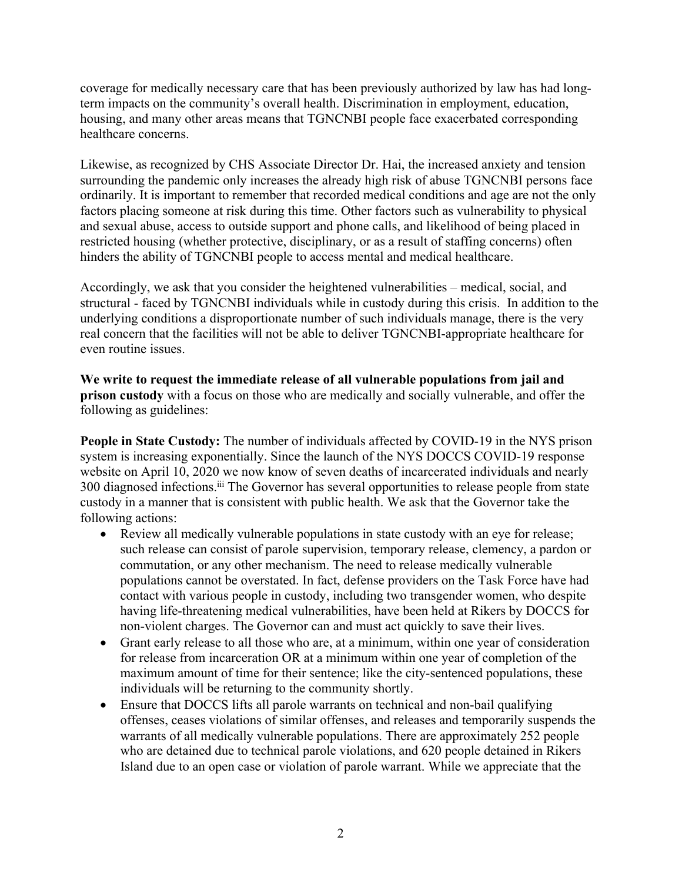coverage for medically necessary care that has been previously authorized by law has had long-term impacts on the community's overall health. Discrimination in employment, education, housing, and many other areas means that TGNCNBI people face exacerbated corresponding healthcare concerns.

Likewise, as recognized by CHS Associate Director Dr. Hai, the increased anxiety and tension surrounding the pandemic only increases the already high risk of abuse TGNCNBI persons face ordinarily. It is important to remember that recorded medical conditions and age are not the only factors placing someone at risk during this time. Other factors such as vulnerability to physical and sexual abuse, access to outside support and phone calls, and likelihood of being placed in restricted housing (whether protective, disciplinary, or as a result of staffing concerns) often hinders the ability of TGNCNBI people to access mental and medical healthcare.

Accordingly, we ask that you consider the heightened vulnerabilities – medical, social, and structural - faced by TGNCNBI individuals while in custody during this crisis. In addition to the underlying conditions a disproportionate number of such individuals manage, there is the very real concern that the facilities will not be able to deliver TGNCNBI-appropriate healthcare for even routine issues.

**We write to request the immediate release of all vulnerable populations from jail and prison custody** with a focus on those who are medically and socially vulnerable, and offer the following as guidelines:

**People in State Custody:** The number of individuals affected by COVID-19 in the NYS prison system is increasing exponentially. Since the launch of the NYS DOCCS COVID-19 response website on April 10, 2020 we now know of seven deaths of incarcerated individuals and nearly 300 diagnosed infections.[iii] The Governor has several opportunities to release people from state custody in a manner that is consistent with public health. We ask that the Governor take the following actions:

- Review all medically vulnerable populations in state custody with an eye for release; such release can consist of parole supervision, temporary release, clemency, a pardon or commutation, or any other mechanism. The need to release medically vulnerable populations cannot be overstated. In fact, defense providers on the Task Force have had contact with various people in custody, including two transgender women, who despite having life-threatening medical vulnerabilities, have been held at Rikers by DOCCS for non-violent charges. The Governor can and must act quickly to save their lives.
- Grant early release to all those who are, at a minimum, within one year of consideration for release from incarceration OR at a minimum within one year of completion of the maximum amount of time for their sentence; like the city-sentenced populations, these individuals will be returning to the community shortly.
- Ensure that DOCCS lifts all parole warrants on technical and non-bail qualifying offenses, ceases violations of similar offenses, and releases and temporarily suspends the warrants of all medically vulnerable populations. There are approximately 252 people who are detained due to technical parole violations, and 620 people detained in Rikers Island due to an open case or violation of parole warrant. While we appreciate that the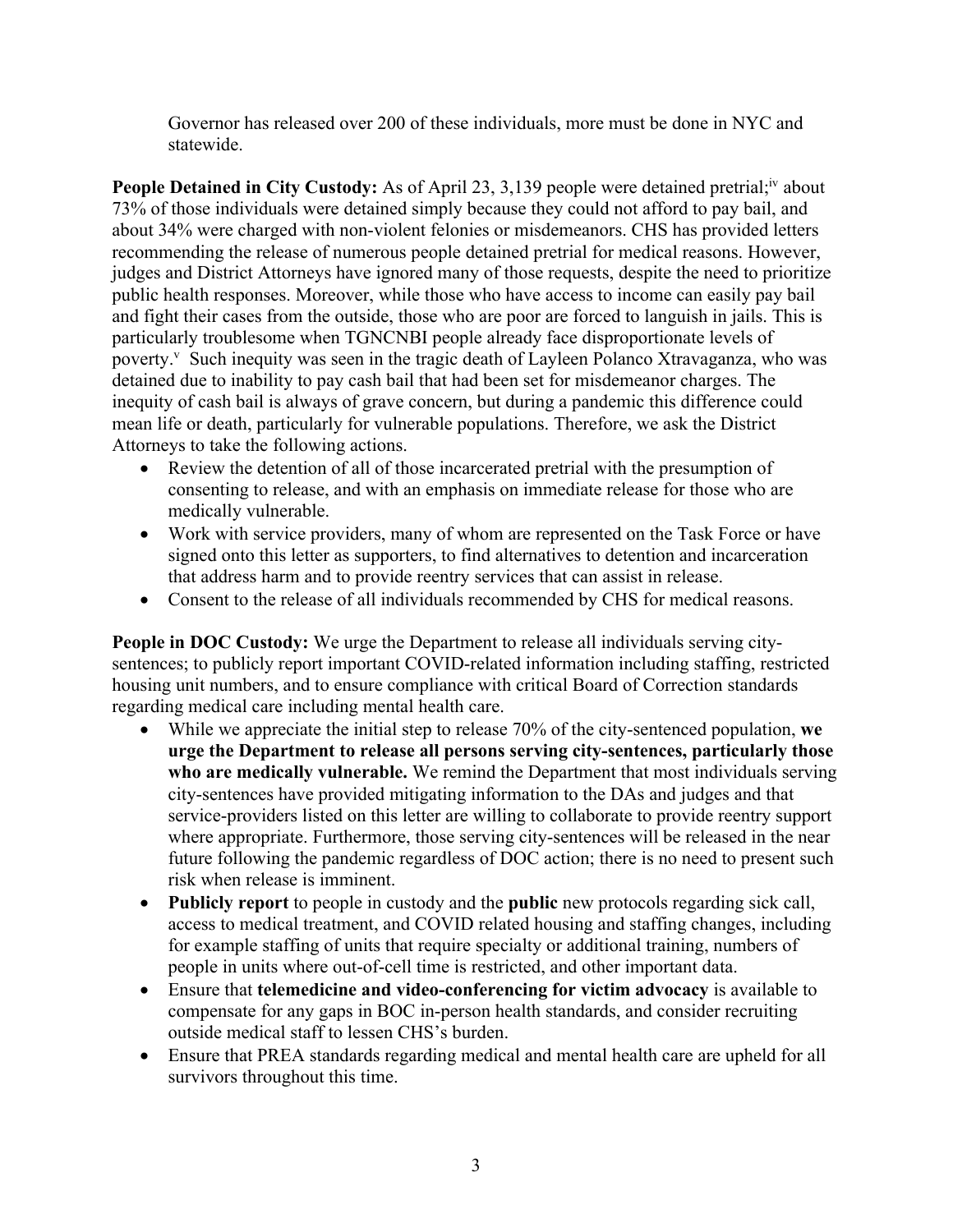Governor has released over 200 of these individuals, more must be done in NYC and statewide.

**People Detained in City Custody:** As of April 23, 3,139 people were detained pretrial;[iv] about 73% of those individuals were detained simply because they could not afford to pay bail, and about 34% were charged with non-violent felonies or misdemeanors. CHS has provided letters recommending the release of numerous people detained pretrial for medical reasons. However, judges and District Attorneys have ignored many of those requests, despite the need to prioritize public health responses. Moreover, while those who have access to income can easily pay bail and fight their cases from the outside, those who are poor are forced to languish in jails. This is particularly troublesome when TGNCNBI people already face disproportionate levels of poverty.[v] Such inequity was seen in the tragic death of Layleen Polanco Xtravaganza, who was detained due to inability to pay cash bail that had been set for misdemeanor charges. The inequity of cash bail is always of grave concern, but during a pandemic this difference could mean life or death, particularly for vulnerable populations. Therefore, we ask the District Attorneys to take the following actions.

- Review the detention of all of those incarcerated pretrial with the presumption of consenting to release, and with an emphasis on immediate release for those who are medically vulnerable.
- Work with service providers, many of whom are represented on the Task Force or have signed onto this letter as supporters, to find alternatives to detention and incarceration that address harm and to provide reentry services that can assist in release.
- Consent to the release of all individuals recommended by CHS for medical reasons.

**People in DOC Custody:** We urge the Department to release all individuals serving city-sentences; to publicly report important COVID-related information including staffing, restricted housing unit numbers, and to ensure compliance with critical Board of Correction standards regarding medical care including mental health care.

- While we appreciate the initial step to release 70% of the city-sentenced population, **we urge the Department to release all persons serving city-sentences, particularly those who are medically vulnerable.** We remind the Department that most individuals serving city-sentences have provided mitigating information to the DAs and judges and that service-providers listed on this letter are willing to collaborate to provide reentry support where appropriate. Furthermore, those serving city-sentences will be released in the near future following the pandemic regardless of DOC action; there is no need to present such risk when release is imminent.
- **Publicly report** to people in custody and the **public** new protocols regarding sick call, access to medical treatment, and COVID related housing and staffing changes, including for example staffing of units that require specialty or additional training, numbers of people in units where out-of-cell time is restricted, and other important data.
- Ensure that **telemedicine and video-conferencing for victim advocacy** is available to compensate for any gaps in BOC in-person health standards, and consider recruiting outside medical staff to lessen CHS's burden.
- Ensure that PREA standards regarding medical and mental health care are upheld for all survivors throughout this time.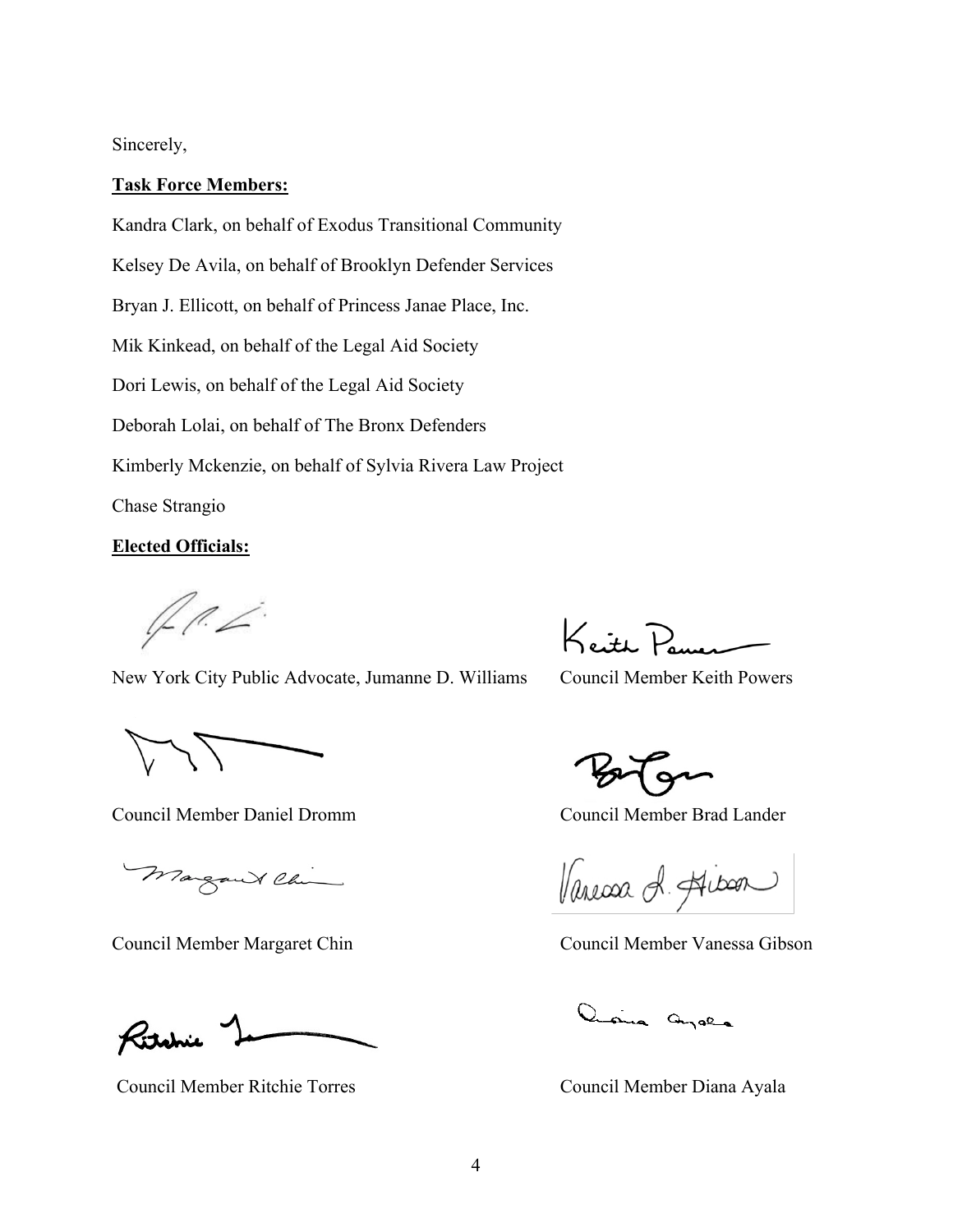Sincerely,

**Task Force Members:**

Kandra Clark, on behalf of Exodus Transitional Community

Kelsey De Avila, on behalf of Brooklyn Defender Services

Bryan J. Ellicott, on behalf of Princess Janae Place, Inc.

Mik Kinkead, on behalf of the Legal Aid Society

Dori Lewis, on behalf of the Legal Aid Society

Deborah Lolai, on behalf of The Bronx Defenders

Kimberly Mckenzie, on behalf of Sylvia Rivera Law Project

Chase Strangio

**Elected Officials:**

New York City Public Advocate, Jumanne D. Williams

Council Member Keith Powers

Council Member Daniel Dromm

Council Member Brad Lander

Council Member Margaret Chin

Council Member Vanessa Gibson

Council Member Ritchie Torres

Council Member Diana Ayala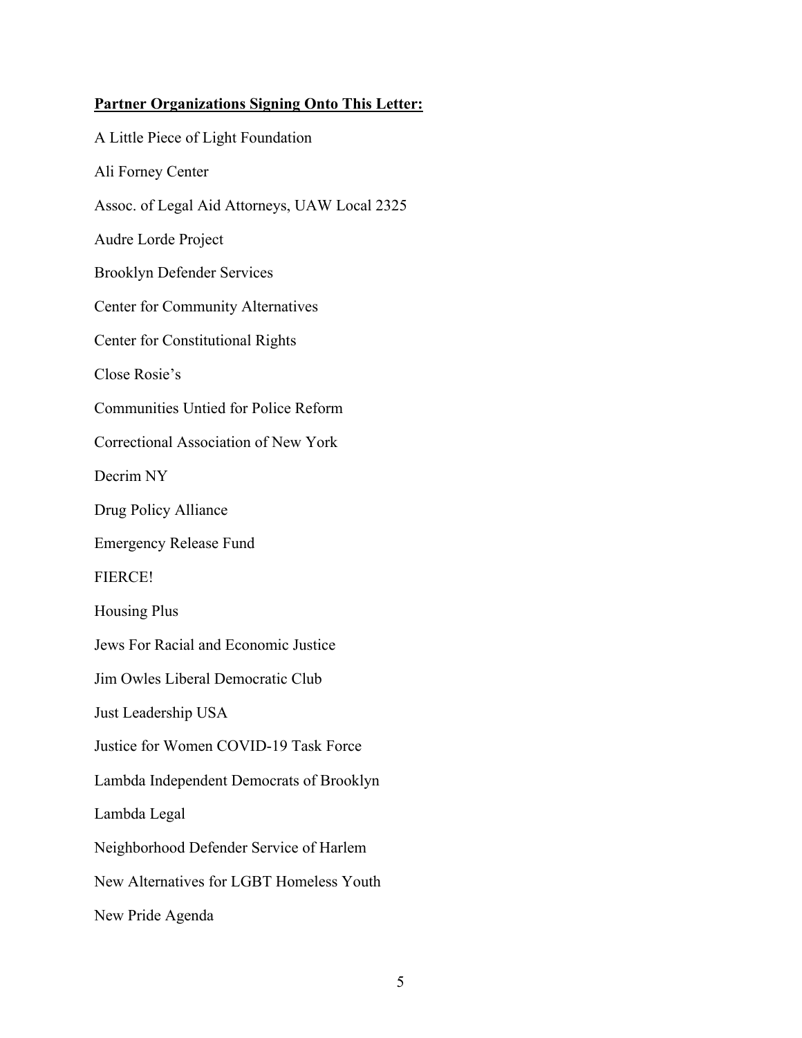**Partner Organizations Signing Onto This Letter:**

A Little Piece of Light Foundation

Ali Forney Center

Assoc. of Legal Aid Attorneys, UAW Local 2325

Audre Lorde Project

Brooklyn Defender Services

Center for Community Alternatives

Center for Constitutional Rights

Close Rosie's

Communities Untied for Police Reform

Correctional Association of New York

Decrim NY

Drug Policy Alliance

Emergency Release Fund

FIERCE!

Housing Plus

Jews For Racial and Economic Justice

Jim Owles Liberal Democratic Club

Just Leadership USA

Justice for Women COVID-19 Task Force

Lambda Independent Democrats of Brooklyn

Lambda Legal

Neighborhood Defender Service of Harlem

New Alternatives for LGBT Homeless Youth

New Pride Agenda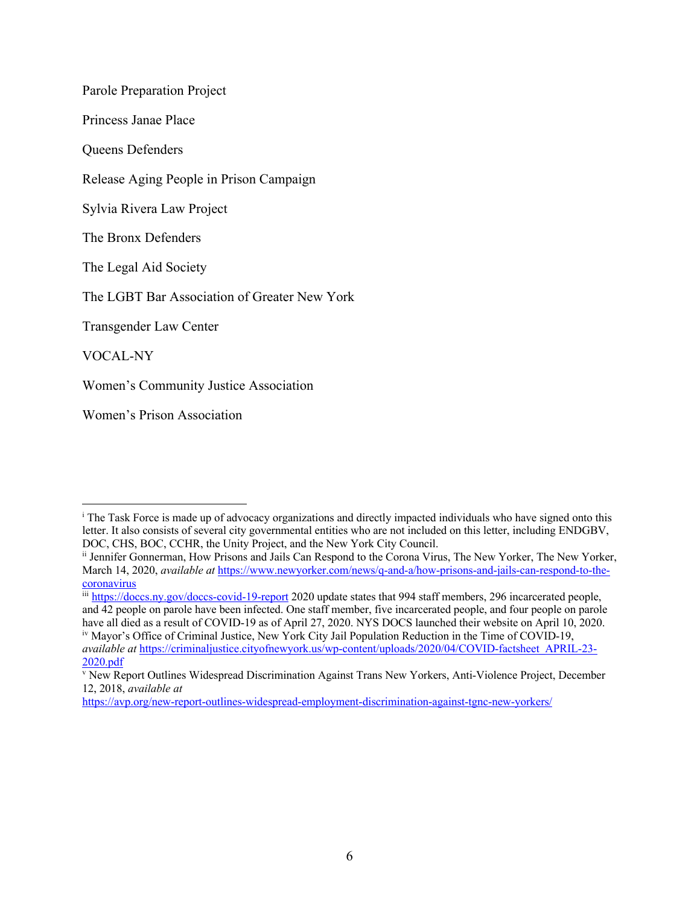Parole Preparation Project

Princess Janae Place

Queens Defenders

Release Aging People in Prison Campaign

Sylvia Rivera Law Project

The Bronx Defenders

The Legal Aid Society

The LGBT Bar Association of Greater New York

Transgender Law Center

VOCAL-NY

Women's Community Justice Association

Women's Prison Association

---

[i] The Task Force is made up of advocacy organizations and directly impacted individuals who have signed onto this letter. It also consists of several city governmental entities who are not included on this letter, including ENDGBV, DOC, CHS, BOC, CCHR, the Unity Project, and the New York City Council.

[ii] Jennifer Gonnerman, How Prisons and Jails Can Respond to the Corona Virus, The New Yorker, The New Yorker, March 14, 2020, *available at* https://www.newyorker.com/news/q-and-a/how-prisons-and-jails-can-respond-to-the-coronavirus

[iii] https://doccs.ny.gov/doccs-covid-19-report 2020 update states that 994 staff members, 296 incarcerated people, and 42 people on parole have been infected. One staff member, five incarcerated people, and four people on parole have all died as a result of COVID-19 as of April 27, 2020. NYS DOCS launched their website on April 10, 2020.

[iv] Mayor's Office of Criminal Justice, New York City Jail Population Reduction in the Time of COVID-19, *available at* https://criminaljustice.cityofnewyork.us/wp-content/uploads/2020/04/COVID-factsheet_APRIL-23-2020.pdf

[v] New Report Outlines Widespread Discrimination Against Trans New Yorkers, Anti-Violence Project, December 12, 2018, *available at* https://avp.org/new-report-outlines-widespread-employment-discrimination-against-tgnc-new-yorkers/